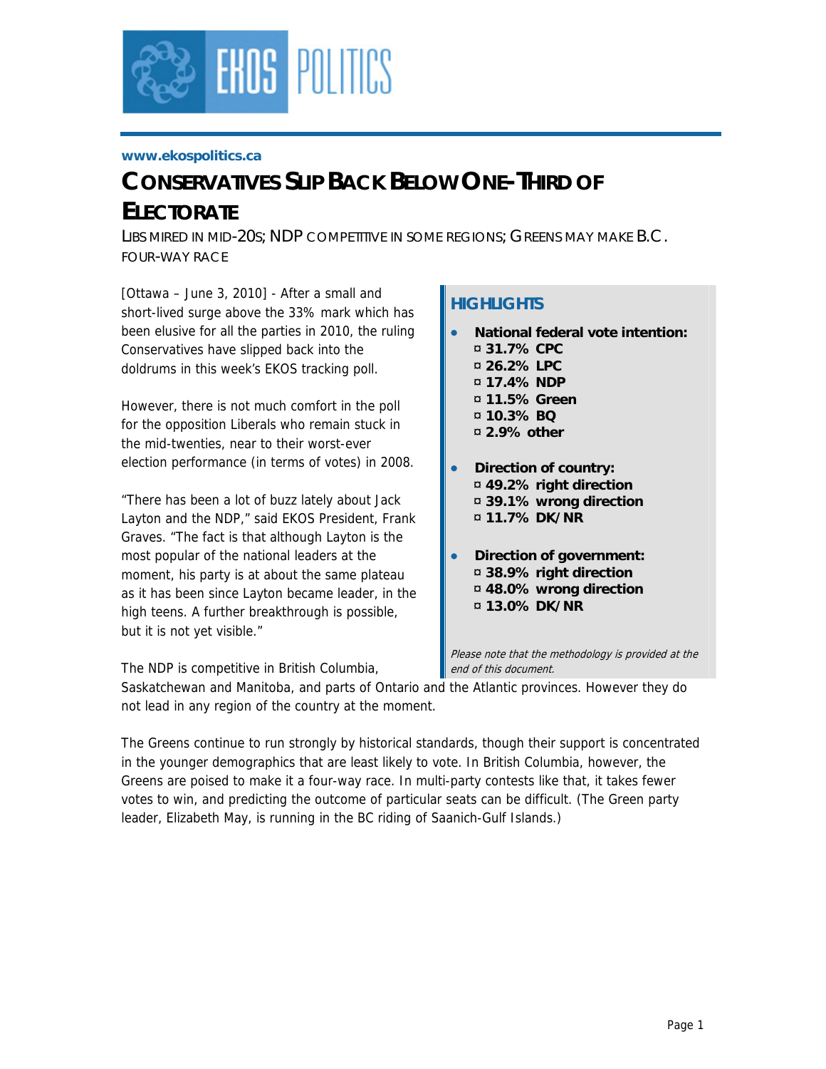www.ekospolitics.ca

# CONSERVATIVES SLIP BACK BELOW ONE-THIRD OF ELECTORATE

LIBS MIRED IN MID-20S; NDP COMPETITIVE IN SOME REGIONS; GREENS MAY MAKE B.C. FOUR-WAY RACE

[Ottawa – June 3, 2010] - After a small and short-lived surge above the 33% mark which has been elusive for all the parties in 2010, the ruling Conservatives have slipped back into the doldrums in this week's EKOS tracking poll.

However, there is not much comfort in the poll for the opposition Liberals who remain stuck in the mid-twenties, near to their worst-ever election performance (in terms of votes) in 2008.

"There has been a lot of buzz lately about Jack Layton and the NDP," said EKOS President, Frank Graves. "The fact is that although Layton is the most popular of the national leaders at the moment, his party is at about the same plateau as it has been since Layton became leader, in the high teens. A further breakthrough is possible, but it is not yet visible."

The NDP is competitive in British Columbia, Saskatchewan and Manitoba, and parts of Ontario and the Atlantic provinces. However they do not lead in any region of the country at the moment.

The Greens continue to run strongly by historical standards, though their support is concentrated in the younger demographics that are least likely to vote. In British Columbia, however, the Greens are poised to make it a four-way race. In multi-party contests like that, it takes fewer votes to win, and predicting the outcome of particular seats can be difficult. (The Green party leader, Elizabeth May, is running in the BC riding of Saanich-Gulf Islands.)

## HIGHLIGHTS

- **National federal vote intention:**
  - **31.7% CPC**
  - **26.2% LPC**
  - **17.4% NDP**
  - **11.5% Green**
  - **10.3% BQ**
  - **2.9% other**
- **Direction of country:**
  - **49.2% right direction**
  - **39.1% wrong direction**
  - **11.7% DK/NR**
- **Direction of government:**
  - **38.9% right direction**
  - **48.0% wrong direction**
  - **13.0% DK/NR**

*Please note that the methodology is provided at the end of this document.*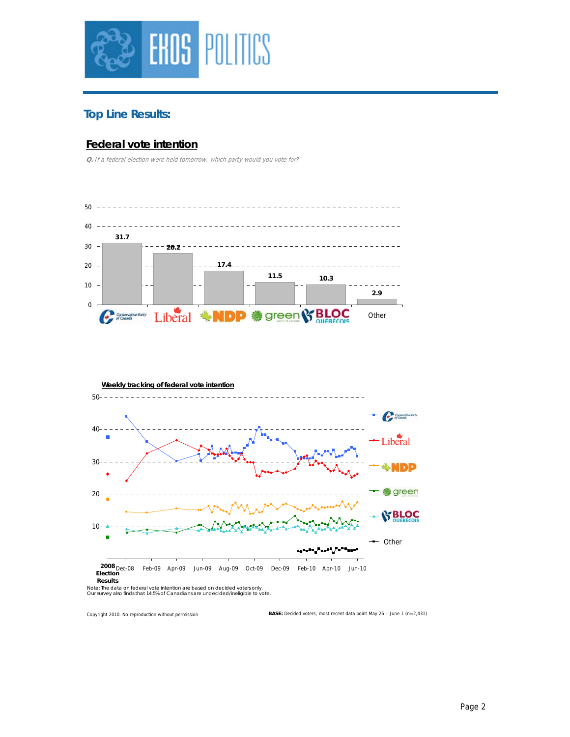## Top Line Results:

### Federal vote intention

*Q. If a federal election were held tomorrow, which party would you vote for?*

| Party | % |
|---|---|
| Conservative Party of Canada | 31.7 |
| Liberal | 26.2 |
| NDP | 17.4 |
| Green | 11.5 |
| Bloc Québécois | 10.3 |
| Other | 2.9 |

**Weekly tracking of federal vote intention**

Note: The data on federal vote intention are based on decided voters only.
Our survey also finds that 14.5% of Canadians are undecided/ineligible to vote.

Copyright 2010. No reproduction without permission

**BASE:** Decided voters; most recent data point May 26 – June 1 (n=2,431)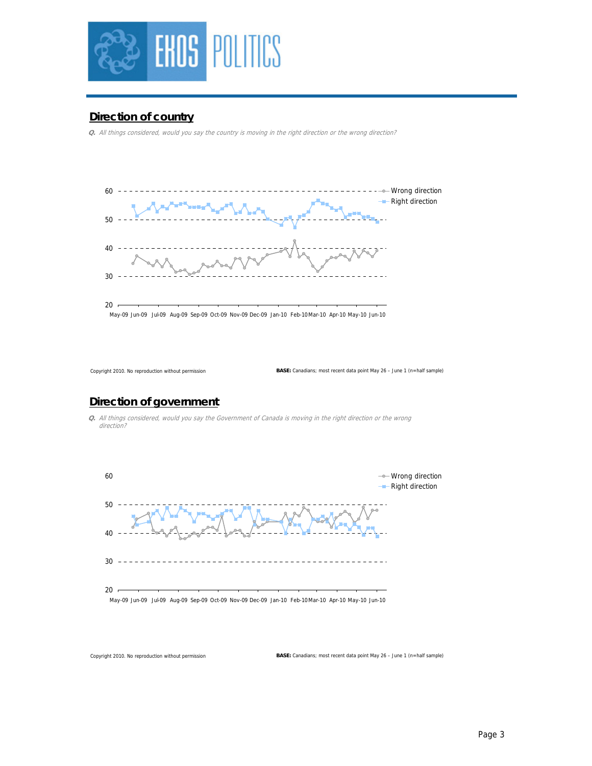## Direction of country

*Q. All things considered, would you say the country is moving in the right direction or the wrong direction?*

Copyright 2010. No reproduction without permission

**BASE:** Canadians; most recent data point May 26 – June 1 (n=half sample)

## Direction of government

*Q. All things considered, would you say the Government of Canada is moving in the right direction or the wrong direction?*

Copyright 2010. No reproduction without permission

**BASE:** Canadians; most recent data point May 26 – June 1 (n=half sample)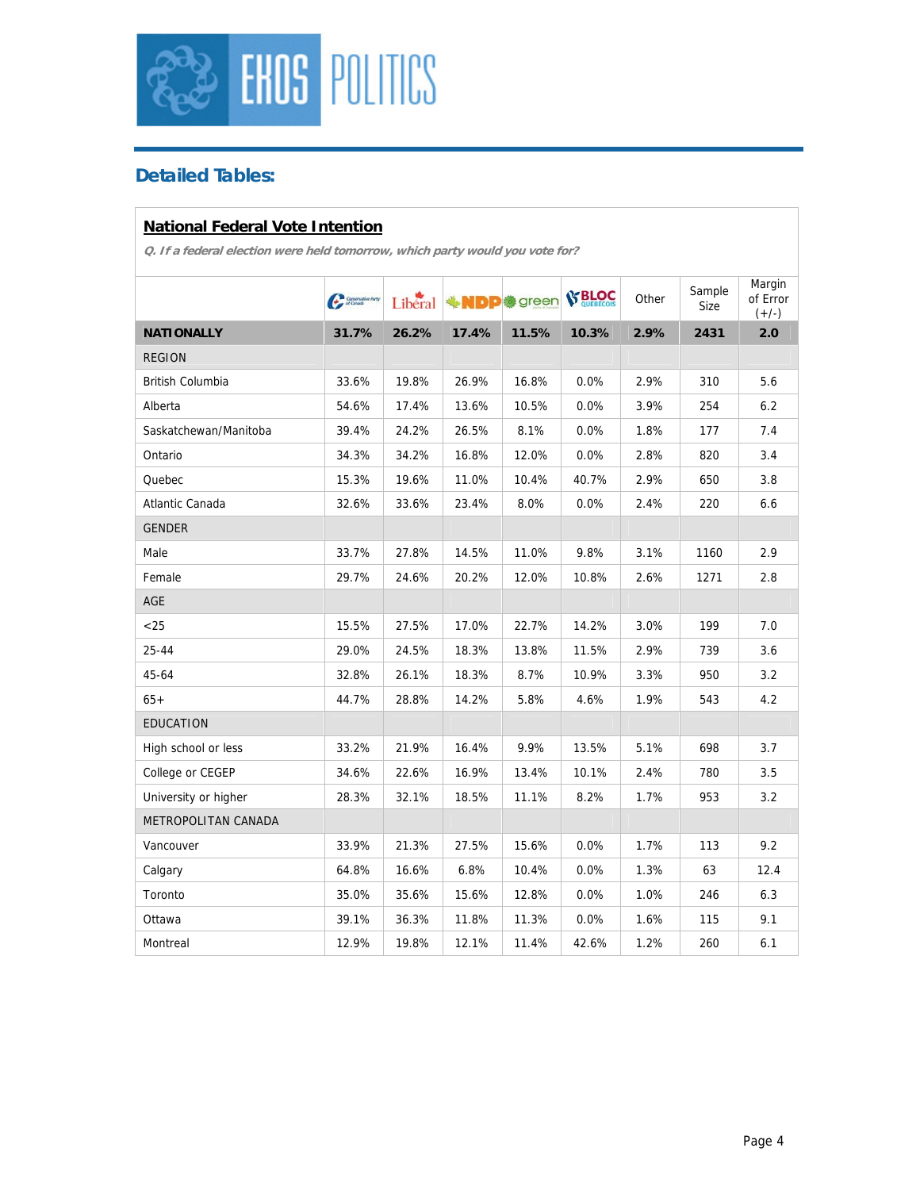## Detailed Tables:

**National Federal Vote Intention**

***Q. If a federal election were held tomorrow, which party would you vote for?***

| | Conservative | Liberal | NDP | Green | Bloc Québécois | Other | Sample Size | Margin of Error (+/-) |
|---|---|---|---|---|---|---|---|---|
| **NATIONALLY** | **31.7%** | **26.2%** | **17.4%** | **11.5%** | **10.3%** | **2.9%** | **2431** | **2.0** |
| REGION | | | | | | | | |
| British Columbia | 33.6% | 19.8% | 26.9% | 16.8% | 0.0% | 2.9% | 310 | 5.6 |
| Alberta | 54.6% | 17.4% | 13.6% | 10.5% | 0.0% | 3.9% | 254 | 6.2 |
| Saskatchewan/Manitoba | 39.4% | 24.2% | 26.5% | 8.1% | 0.0% | 1.8% | 177 | 7.4 |
| Ontario | 34.3% | 34.2% | 16.8% | 12.0% | 0.0% | 2.8% | 820 | 3.4 |
| Quebec | 15.3% | 19.6% | 11.0% | 10.4% | 40.7% | 2.9% | 650 | 3.8 |
| Atlantic Canada | 32.6% | 33.6% | 23.4% | 8.0% | 0.0% | 2.4% | 220 | 6.6 |
| GENDER | | | | | | | | |
| Male | 33.7% | 27.8% | 14.5% | 11.0% | 9.8% | 3.1% | 1160 | 2.9 |
| Female | 29.7% | 24.6% | 20.2% | 12.0% | 10.8% | 2.6% | 1271 | 2.8 |
| AGE | | | | | | | | |
| <25 | 15.5% | 27.5% | 17.0% | 22.7% | 14.2% | 3.0% | 199 | 7.0 |
| 25-44 | 29.0% | 24.5% | 18.3% | 13.8% | 11.5% | 2.9% | 739 | 3.6 |
| 45-64 | 32.8% | 26.1% | 18.3% | 8.7% | 10.9% | 3.3% | 950 | 3.2 |
| 65+ | 44.7% | 28.8% | 14.2% | 5.8% | 4.6% | 1.9% | 543 | 4.2 |
| EDUCATION | | | | | | | | |
| High school or less | 33.2% | 21.9% | 16.4% | 9.9% | 13.5% | 5.1% | 698 | 3.7 |
| College or CEGEP | 34.6% | 22.6% | 16.9% | 13.4% | 10.1% | 2.4% | 780 | 3.5 |
| University or higher | 28.3% | 32.1% | 18.5% | 11.1% | 8.2% | 1.7% | 953 | 3.2 |
| METROPOLITAN CANADA | | | | | | | | |
| Vancouver | 33.9% | 21.3% | 27.5% | 15.6% | 0.0% | 1.7% | 113 | 9.2 |
| Calgary | 64.8% | 16.6% | 6.8% | 10.4% | 0.0% | 1.3% | 63 | 12.4 |
| Toronto | 35.0% | 35.6% | 15.6% | 12.8% | 0.0% | 1.0% | 246 | 6.3 |
| Ottawa | 39.1% | 36.3% | 11.8% | 11.3% | 0.0% | 1.6% | 115 | 9.1 |
| Montreal | 12.9% | 19.8% | 12.1% | 11.4% | 42.6% | 1.2% | 260 | 6.1 |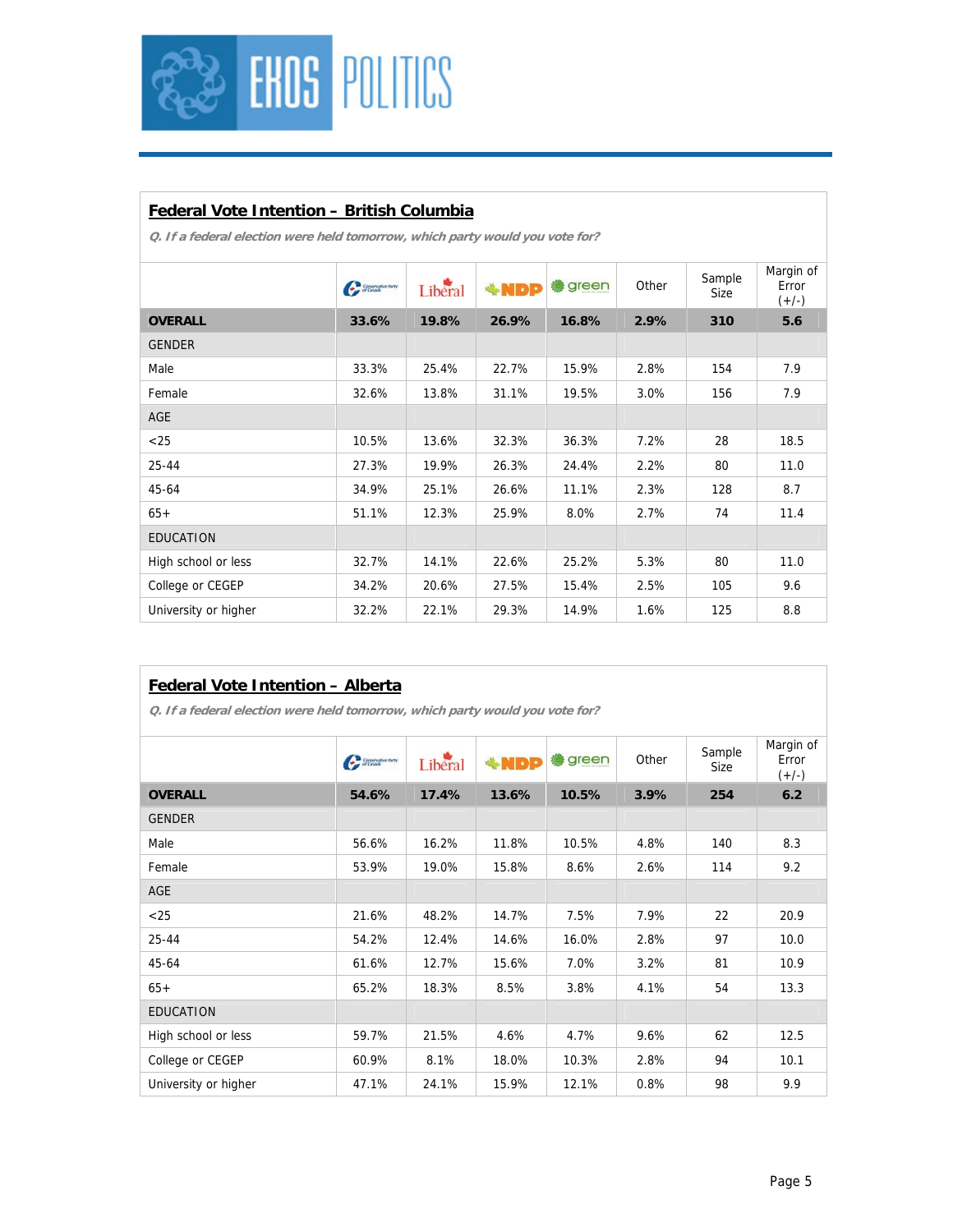## Federal Vote Intention – British Columbia

*Q. If a federal election were held tomorrow, which party would you vote for?*

| | Conservative | Liberal | NDP | green | Other | Sample Size | Margin of Error (+/-) |
|---|---|---|---|---|---|---|---|
| **OVERALL** | **33.6%** | **19.8%** | **26.9%** | **16.8%** | **2.9%** | **310** | **5.6** |
| GENDER | | | | | | | |
| Male | 33.3% | 25.4% | 22.7% | 15.9% | 2.8% | 154 | 7.9 |
| Female | 32.6% | 13.8% | 31.1% | 19.5% | 3.0% | 156 | 7.9 |
| AGE | | | | | | | |
| <25 | 10.5% | 13.6% | 32.3% | 36.3% | 7.2% | 28 | 18.5 |
| 25-44 | 27.3% | 19.9% | 26.3% | 24.4% | 2.2% | 80 | 11.0 |
| 45-64 | 34.9% | 25.1% | 26.6% | 11.1% | 2.3% | 128 | 8.7 |
| 65+ | 51.1% | 12.3% | 25.9% | 8.0% | 2.7% | 74 | 11.4 |
| EDUCATION | | | | | | | |
| High school or less | 32.7% | 14.1% | 22.6% | 25.2% | 5.3% | 80 | 11.0 |
| College or CEGEP | 34.2% | 20.6% | 27.5% | 15.4% | 2.5% | 105 | 9.6 |
| University or higher | 32.2% | 22.1% | 29.3% | 14.9% | 1.6% | 125 | 8.8 |

## Federal Vote Intention – Alberta

*Q. If a federal election were held tomorrow, which party would you vote for?*

| | Conservative | Liberal | NDP | green | Other | Sample Size | Margin of Error (+/-) |
|---|---|---|---|---|---|---|---|
| **OVERALL** | **54.6%** | **17.4%** | **13.6%** | **10.5%** | **3.9%** | **254** | **6.2** |
| GENDER | | | | | | | |
| Male | 56.6% | 16.2% | 11.8% | 10.5% | 4.8% | 140 | 8.3 |
| Female | 53.9% | 19.0% | 15.8% | 8.6% | 2.6% | 114 | 9.2 |
| AGE | | | | | | | |
| <25 | 21.6% | 48.2% | 14.7% | 7.5% | 7.9% | 22 | 20.9 |
| 25-44 | 54.2% | 12.4% | 14.6% | 16.0% | 2.8% | 97 | 10.0 |
| 45-64 | 61.6% | 12.7% | 15.6% | 7.0% | 3.2% | 81 | 10.9 |
| 65+ | 65.2% | 18.3% | 8.5% | 3.8% | 4.1% | 54 | 13.3 |
| EDUCATION | | | | | | | |
| High school or less | 59.7% | 21.5% | 4.6% | 4.7% | 9.6% | 62 | 12.5 |
| College or CEGEP | 60.9% | 8.1% | 18.0% | 10.3% | 2.8% | 94 | 10.1 |
| University or higher | 47.1% | 24.1% | 15.9% | 12.1% | 0.8% | 98 | 9.9 |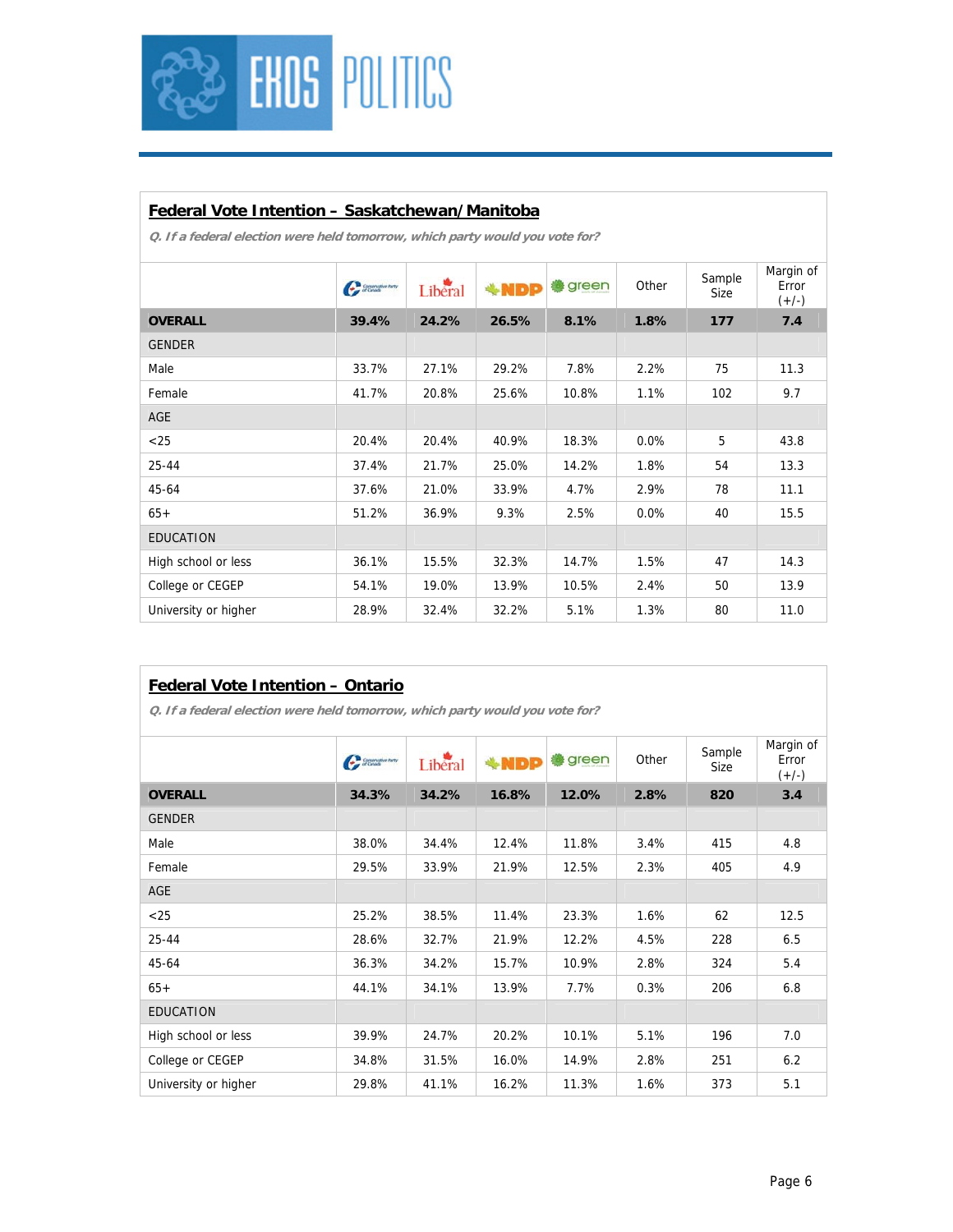**Federal Vote Intention – Saskatchewan/Manitoba**

*Q. If a federal election were held tomorrow, which party would you vote for?*

| | Conservative | Liberal | NDP | Green | Other | Sample Size | Margin of Error (+/-) |
|---|---|---|---|---|---|---|---|
| **OVERALL** | **39.4%** | **24.2%** | **26.5%** | **8.1%** | **1.8%** | **177** | **7.4** |
| GENDER | | | | | | | |
| Male | 33.7% | 27.1% | 29.2% | 7.8% | 2.2% | 75 | 11.3 |
| Female | 41.7% | 20.8% | 25.6% | 10.8% | 1.1% | 102 | 9.7 |
| AGE | | | | | | | |
| <25 | 20.4% | 20.4% | 40.9% | 18.3% | 0.0% | 5 | 43.8 |
| 25-44 | 37.4% | 21.7% | 25.0% | 14.2% | 1.8% | 54 | 13.3 |
| 45-64 | 37.6% | 21.0% | 33.9% | 4.7% | 2.9% | 78 | 11.1 |
| 65+ | 51.2% | 36.9% | 9.3% | 2.5% | 0.0% | 40 | 15.5 |
| EDUCATION | | | | | | | |
| High school or less | 36.1% | 15.5% | 32.3% | 14.7% | 1.5% | 47 | 14.3 |
| College or CEGEP | 54.1% | 19.0% | 13.9% | 10.5% | 2.4% | 50 | 13.9 |
| University or higher | 28.9% | 32.4% | 32.2% | 5.1% | 1.3% | 80 | 11.0 |

**Federal Vote Intention – Ontario**

*Q. If a federal election were held tomorrow, which party would you vote for?*

| | Conservative | Liberal | NDP | Green | Other | Sample Size | Margin of Error (+/-) |
|---|---|---|---|---|---|---|---|
| **OVERALL** | **34.3%** | **34.2%** | **16.8%** | **12.0%** | **2.8%** | **820** | **3.4** |
| GENDER | | | | | | | |
| Male | 38.0% | 34.4% | 12.4% | 11.8% | 3.4% | 415 | 4.8 |
| Female | 29.5% | 33.9% | 21.9% | 12.5% | 2.3% | 405 | 4.9 |
| AGE | | | | | | | |
| <25 | 25.2% | 38.5% | 11.4% | 23.3% | 1.6% | 62 | 12.5 |
| 25-44 | 28.6% | 32.7% | 21.9% | 12.2% | 4.5% | 228 | 6.5 |
| 45-64 | 36.3% | 34.2% | 15.7% | 10.9% | 2.8% | 324 | 5.4 |
| 65+ | 44.1% | 34.1% | 13.9% | 7.7% | 0.3% | 206 | 6.8 |
| EDUCATION | | | | | | | |
| High school or less | 39.9% | 24.7% | 20.2% | 10.1% | 5.1% | 196 | 7.0 |
| College or CEGEP | 34.8% | 31.5% | 16.0% | 14.9% | 2.8% | 251 | 6.2 |
| University or higher | 29.8% | 41.1% | 16.2% | 11.3% | 1.6% | 373 | 5.1 |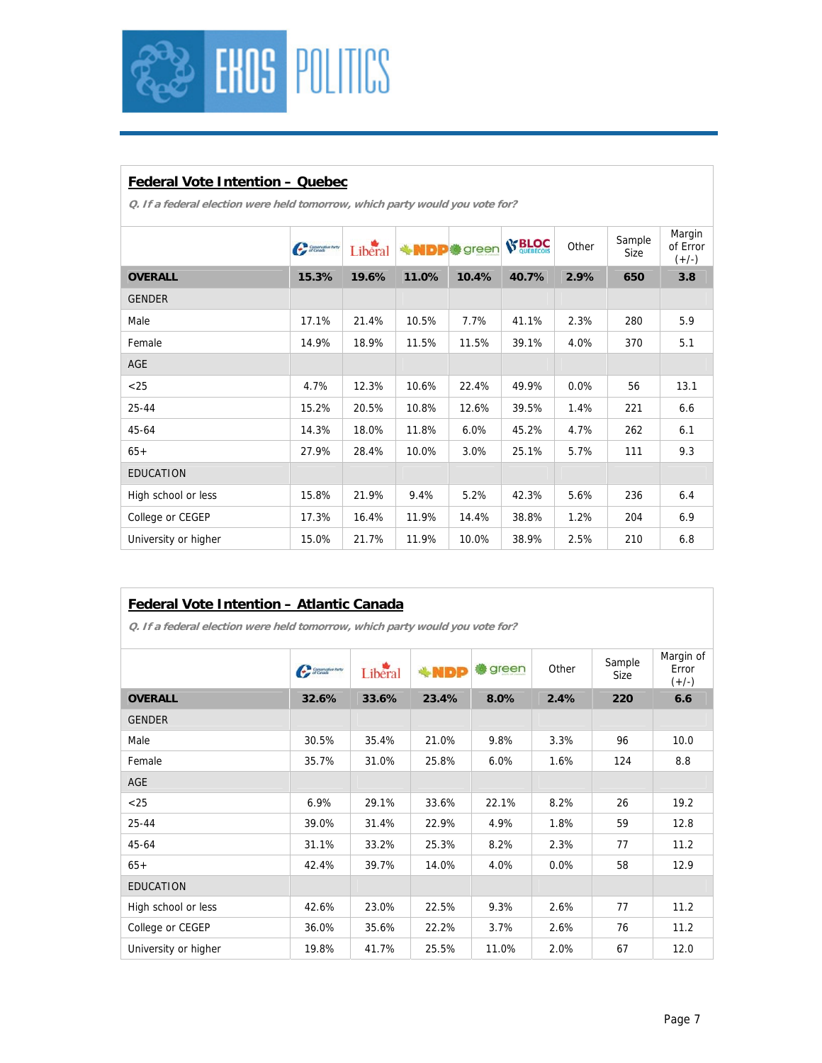## Federal Vote Intention – Quebec

*Q. If a federal election were held tomorrow, which party would you vote for?*

| | Conservative | Liberal | NDP | Green | Bloc Québécois | Other | Sample Size | Margin of Error (+/-) |
|---|---|---|---|---|---|---|---|---|
| **OVERALL** | **15.3%** | **19.6%** | **11.0%** | **10.4%** | **40.7%** | **2.9%** | **650** | **3.8** |
| GENDER | | | | | | | | |
| Male | 17.1% | 21.4% | 10.5% | 7.7% | 41.1% | 2.3% | 280 | 5.9 |
| Female | 14.9% | 18.9% | 11.5% | 11.5% | 39.1% | 4.0% | 370 | 5.1 |
| AGE | | | | | | | | |
| <25 | 4.7% | 12.3% | 10.6% | 22.4% | 49.9% | 0.0% | 56 | 13.1 |
| 25-44 | 15.2% | 20.5% | 10.8% | 12.6% | 39.5% | 1.4% | 221 | 6.6 |
| 45-64 | 14.3% | 18.0% | 11.8% | 6.0% | 45.2% | 4.7% | 262 | 6.1 |
| 65+ | 27.9% | 28.4% | 10.0% | 3.0% | 25.1% | 5.7% | 111 | 9.3 |
| EDUCATION | | | | | | | | |
| High school or less | 15.8% | 21.9% | 9.4% | 5.2% | 42.3% | 5.6% | 236 | 6.4 |
| College or CEGEP | 17.3% | 16.4% | 11.9% | 14.4% | 38.8% | 1.2% | 204 | 6.9 |
| University or higher | 15.0% | 21.7% | 11.9% | 10.0% | 38.9% | 2.5% | 210 | 6.8 |

## Federal Vote Intention – Atlantic Canada

*Q. If a federal election were held tomorrow, which party would you vote for?*

| | Conservative | Liberal | NDP | Green | Other | Sample Size | Margin of Error (+/-) |
|---|---|---|---|---|---|---|---|
| **OVERALL** | **32.6%** | **33.6%** | **23.4%** | **8.0%** | **2.4%** | **220** | **6.6** |
| GENDER | | | | | | | |
| Male | 30.5% | 35.4% | 21.0% | 9.8% | 3.3% | 96 | 10.0 |
| Female | 35.7% | 31.0% | 25.8% | 6.0% | 1.6% | 124 | 8.8 |
| AGE | | | | | | | |
| <25 | 6.9% | 29.1% | 33.6% | 22.1% | 8.2% | 26 | 19.2 |
| 25-44 | 39.0% | 31.4% | 22.9% | 4.9% | 1.8% | 59 | 12.8 |
| 45-64 | 31.1% | 33.2% | 25.3% | 8.2% | 2.3% | 77 | 11.2 |
| 65+ | 42.4% | 39.7% | 14.0% | 4.0% | 0.0% | 58 | 12.9 |
| EDUCATION | | | | | | | |
| High school or less | 42.6% | 23.0% | 22.5% | 9.3% | 2.6% | 77 | 11.2 |
| College or CEGEP | 36.0% | 35.6% | 22.2% | 3.7% | 2.6% | 76 | 11.2 |
| University or higher | 19.8% | 41.7% | 25.5% | 11.0% | 2.0% | 67 | 12.0 |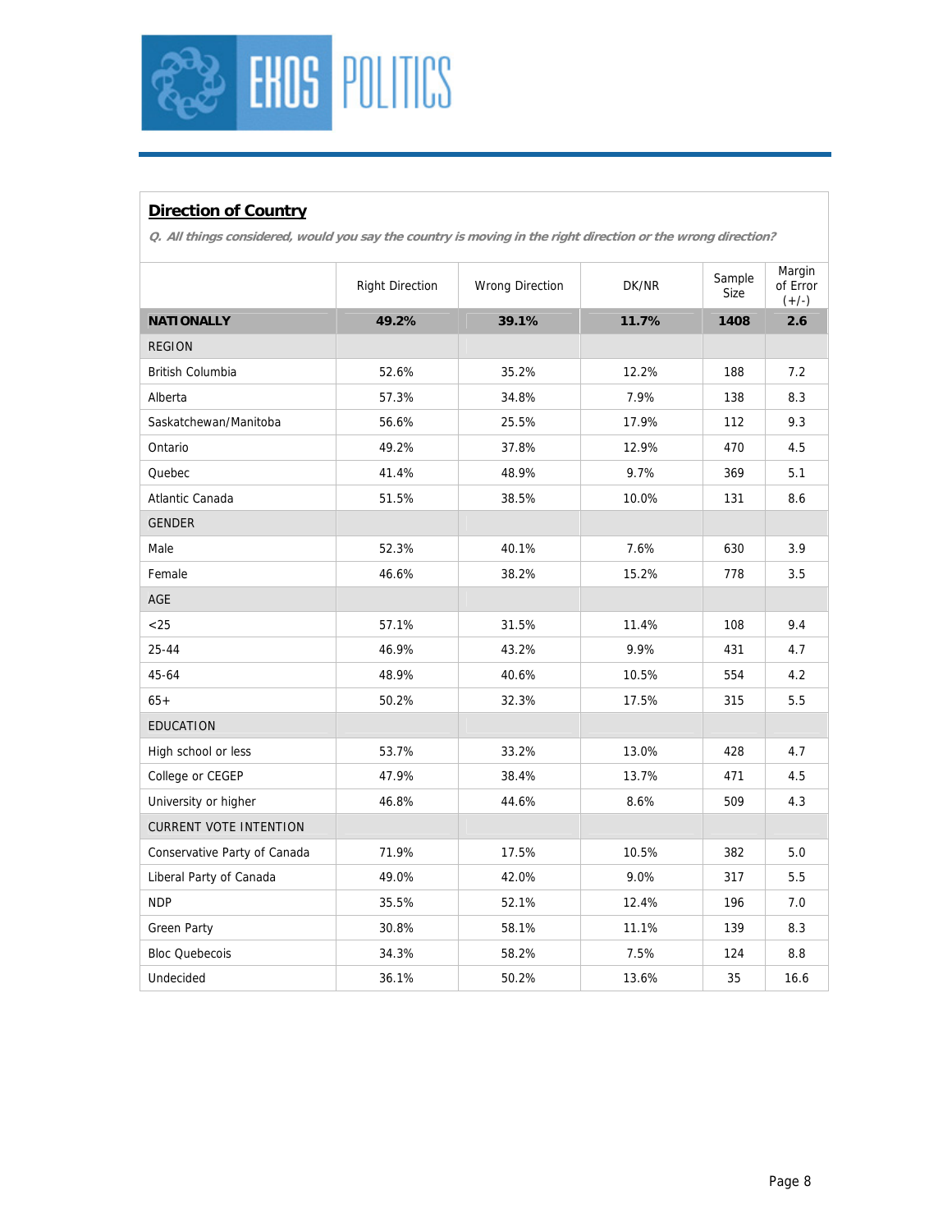## Direction of Country

*Q. All things considered, would you say the country is moving in the right direction or the wrong direction?*

| | Right Direction | Wrong Direction | DK/NR | Sample Size | Margin of Error (+/-) |
|---|---|---|---|---|---|
| **NATIONALLY** | **49.2%** | **39.1%** | **11.7%** | **1408** | **2.6** |
| REGION | | | | | |
| British Columbia | 52.6% | 35.2% | 12.2% | 188 | 7.2 |
| Alberta | 57.3% | 34.8% | 7.9% | 138 | 8.3 |
| Saskatchewan/Manitoba | 56.6% | 25.5% | 17.9% | 112 | 9.3 |
| Ontario | 49.2% | 37.8% | 12.9% | 470 | 4.5 |
| Quebec | 41.4% | 48.9% | 9.7% | 369 | 5.1 |
| Atlantic Canada | 51.5% | 38.5% | 10.0% | 131 | 8.6 |
| GENDER | | | | | |
| Male | 52.3% | 40.1% | 7.6% | 630 | 3.9 |
| Female | 46.6% | 38.2% | 15.2% | 778 | 3.5 |
| AGE | | | | | |
| <25 | 57.1% | 31.5% | 11.4% | 108 | 9.4 |
| 25-44 | 46.9% | 43.2% | 9.9% | 431 | 4.7 |
| 45-64 | 48.9% | 40.6% | 10.5% | 554 | 4.2 |
| 65+ | 50.2% | 32.3% | 17.5% | 315 | 5.5 |
| EDUCATION | | | | | |
| High school or less | 53.7% | 33.2% | 13.0% | 428 | 4.7 |
| College or CEGEP | 47.9% | 38.4% | 13.7% | 471 | 4.5 |
| University or higher | 46.8% | 44.6% | 8.6% | 509 | 4.3 |
| CURRENT VOTE INTENTION | | | | | |
| Conservative Party of Canada | 71.9% | 17.5% | 10.5% | 382 | 5.0 |
| Liberal Party of Canada | 49.0% | 42.0% | 9.0% | 317 | 5.5 |
| NDP | 35.5% | 52.1% | 12.4% | 196 | 7.0 |
| Green Party | 30.8% | 58.1% | 11.1% | 139 | 8.3 |
| Bloc Quebecois | 34.3% | 58.2% | 7.5% | 124 | 8.8 |
| Undecided | 36.1% | 50.2% | 13.6% | 35 | 16.6 |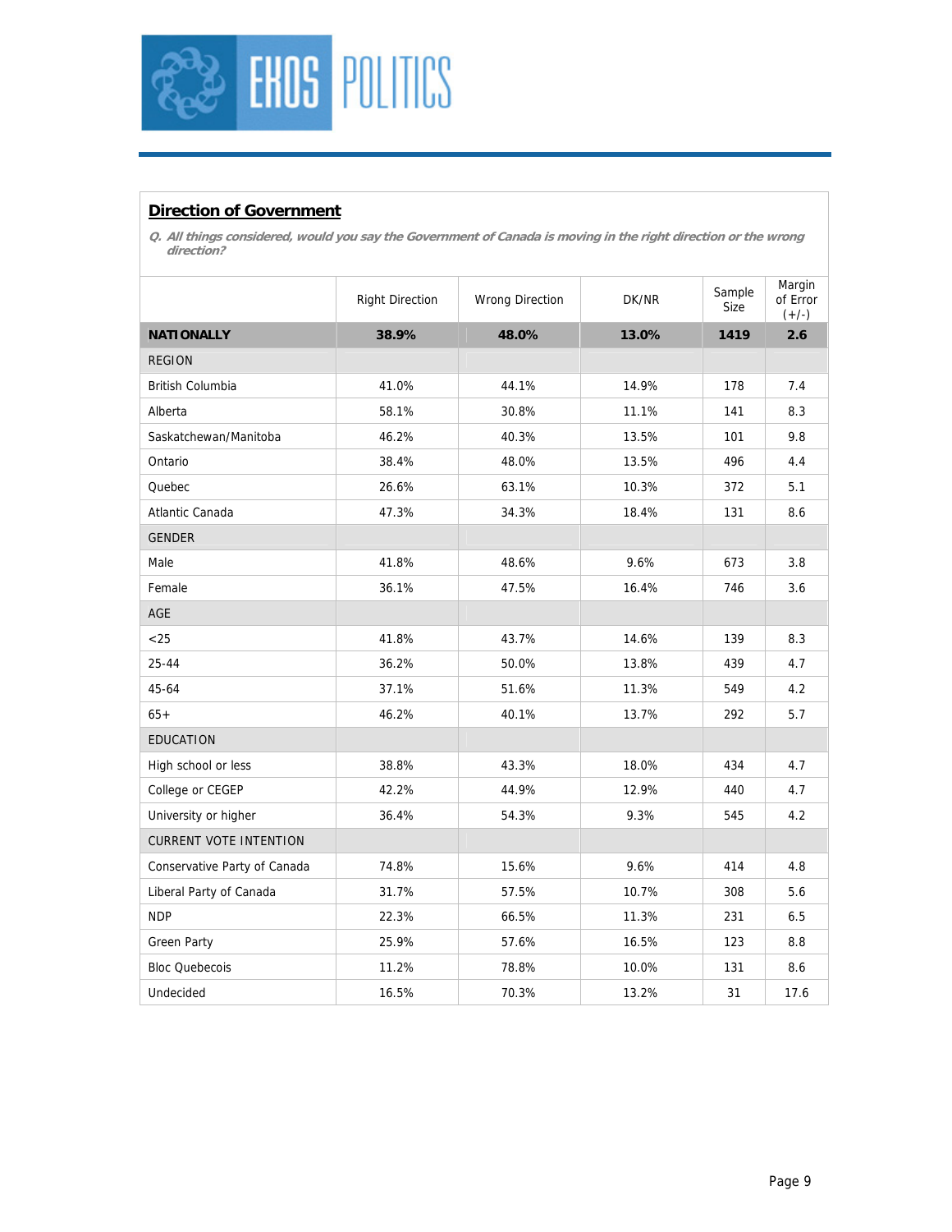## Direction of Government

*Q. All things considered, would you say the Government of Canada is moving in the right direction or the wrong direction?*

| | Right Direction | Wrong Direction | DK/NR | Sample Size | Margin of Error (+/-) |
|---|---|---|---|---|---|
| **NATIONALLY** | **38.9%** | **48.0%** | **13.0%** | **1419** | **2.6** |
| REGION | | | | | |
| British Columbia | 41.0% | 44.1% | 14.9% | 178 | 7.4 |
| Alberta | 58.1% | 30.8% | 11.1% | 141 | 8.3 |
| Saskatchewan/Manitoba | 46.2% | 40.3% | 13.5% | 101 | 9.8 |
| Ontario | 38.4% | 48.0% | 13.5% | 496 | 4.4 |
| Quebec | 26.6% | 63.1% | 10.3% | 372 | 5.1 |
| Atlantic Canada | 47.3% | 34.3% | 18.4% | 131 | 8.6 |
| GENDER | | | | | |
| Male | 41.8% | 48.6% | 9.6% | 673 | 3.8 |
| Female | 36.1% | 47.5% | 16.4% | 746 | 3.6 |
| AGE | | | | | |
| <25 | 41.8% | 43.7% | 14.6% | 139 | 8.3 |
| 25-44 | 36.2% | 50.0% | 13.8% | 439 | 4.7 |
| 45-64 | 37.1% | 51.6% | 11.3% | 549 | 4.2 |
| 65+ | 46.2% | 40.1% | 13.7% | 292 | 5.7 |
| EDUCATION | | | | | |
| High school or less | 38.8% | 43.3% | 18.0% | 434 | 4.7 |
| College or CEGEP | 42.2% | 44.9% | 12.9% | 440 | 4.7 |
| University or higher | 36.4% | 54.3% | 9.3% | 545 | 4.2 |
| CURRENT VOTE INTENTION | | | | | |
| Conservative Party of Canada | 74.8% | 15.6% | 9.6% | 414 | 4.8 |
| Liberal Party of Canada | 31.7% | 57.5% | 10.7% | 308 | 5.6 |
| NDP | 22.3% | 66.5% | 11.3% | 231 | 6.5 |
| Green Party | 25.9% | 57.6% | 16.5% | 123 | 8.8 |
| Bloc Quebecois | 11.2% | 78.8% | 10.0% | 131 | 8.6 |
| Undecided | 16.5% | 70.3% | 13.2% | 31 | 17.6 |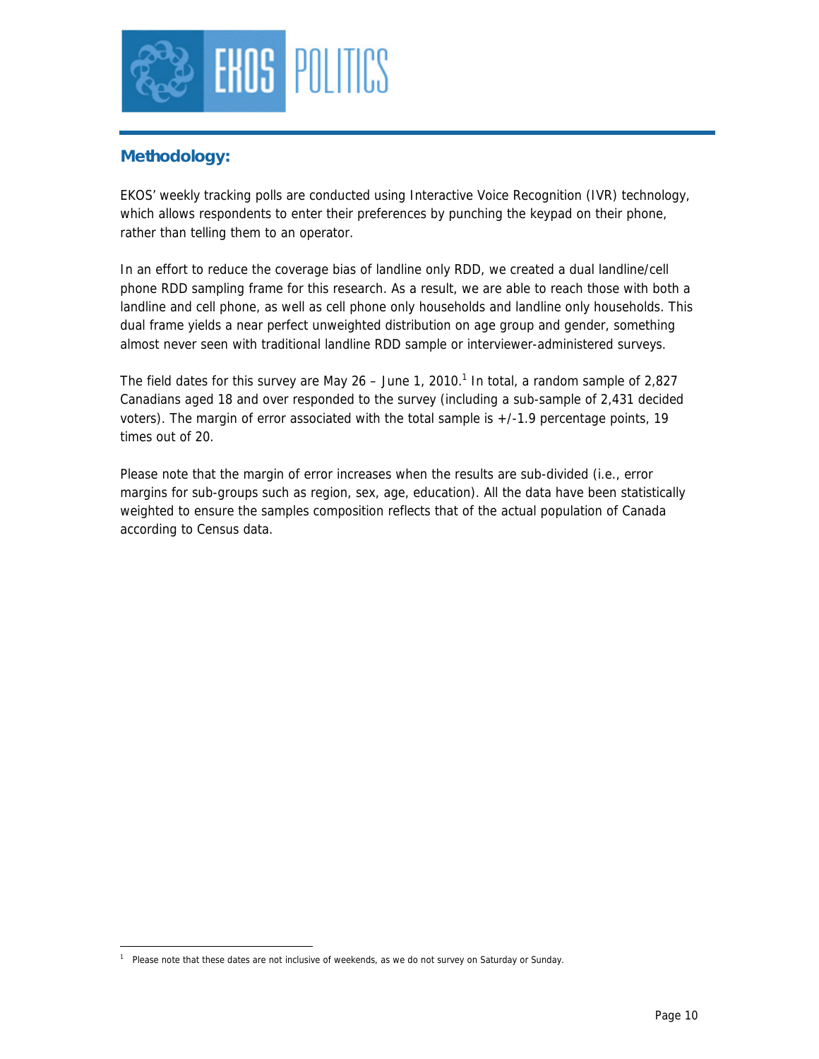## Methodology:

EKOS' weekly tracking polls are conducted using Interactive Voice Recognition (IVR) technology, which allows respondents to enter their preferences by punching the keypad on their phone, rather than telling them to an operator.

In an effort to reduce the coverage bias of landline only RDD, we created a dual landline/cell phone RDD sampling frame for this research. As a result, we are able to reach those with both a landline and cell phone, as well as cell phone only households and landline only households. This dual frame yields a near perfect unweighted distribution on age group and gender, something almost never seen with traditional landline RDD sample or interviewer-administered surveys.

The field dates for this survey are May 26 – June 1, 2010.[1] In total, a random sample of 2,827 Canadians aged 18 and over responded to the survey (including a sub-sample of 2,431 decided voters). The margin of error associated with the total sample is +/-1.9 percentage points, 19 times out of 20.

Please note that the margin of error increases when the results are sub-divided (i.e., error margins for sub-groups such as region, sex, age, education). All the data have been statistically weighted to ensure the samples composition reflects that of the actual population of Canada according to Census data.

---

[1] Please note that these dates are not inclusive of weekends, as we do not survey on Saturday or Sunday.